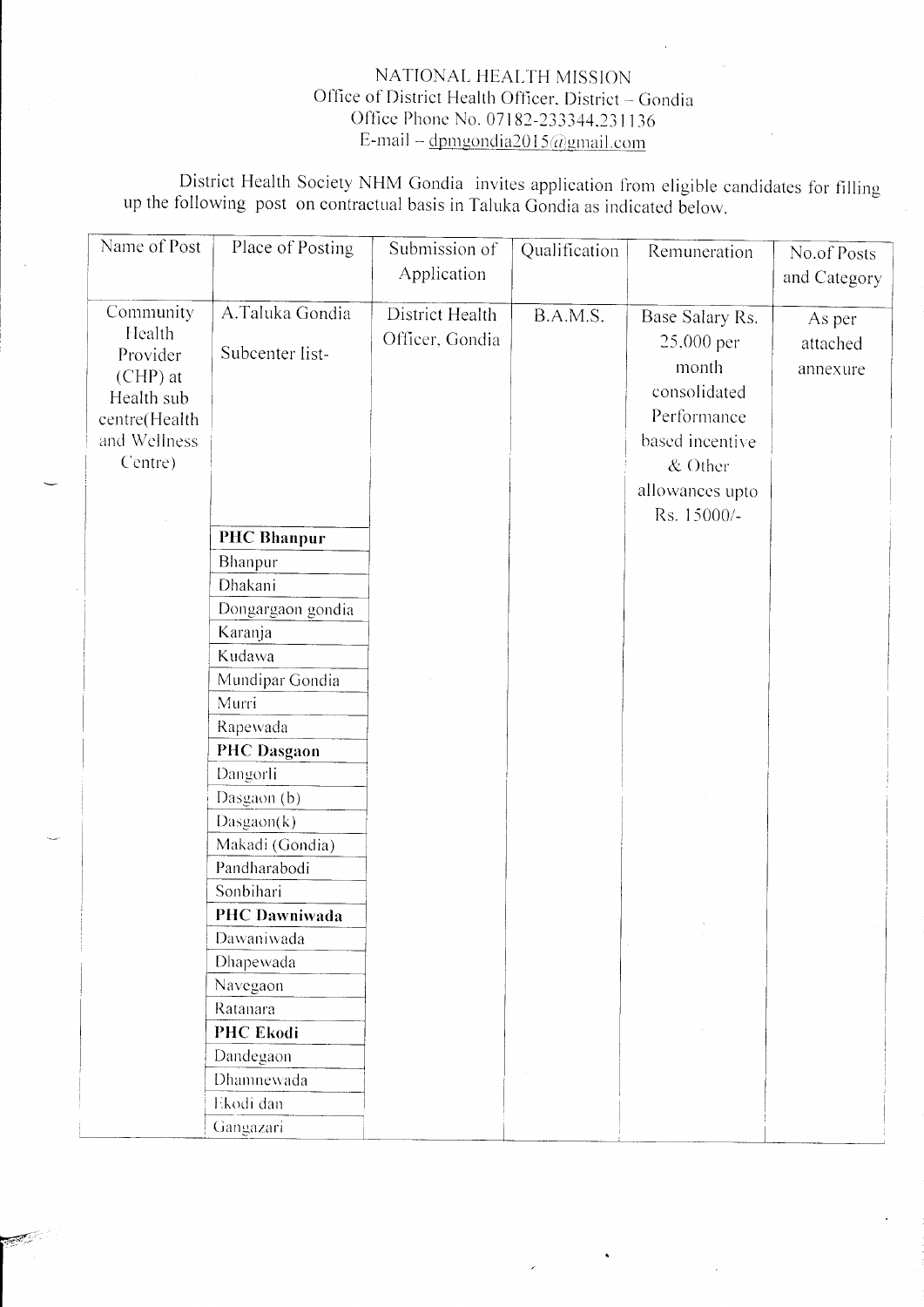NATIONAL HEALTH MISSION
Office of District Health Officer, District – Gondia
Office Phone No. 07182-233344,231136
E-mail – dpmgondia2015@gmail.com

District Health Society NHM Gondia invites application from eligible candidates for filling up the following post on contractual basis in Taluka Gondia as indicated below.

| Name of Post | Place of Posting | Submission of Application | Qualification | Remuneration | No.of Posts and Category |
|---|---|---|---|---|---|
| Community Health Provider (CHP) at Health sub centre(Health and Wellness Centre) | A.Taluka Gondia Subcenter list- | District Health Officer, Gondia | B.A.M.S. | Base Salary Rs. 25,000 per month consolidated Performance based incentive & Other allowances upto Rs. 15000/- | As per attached annexure |
| | **PHC Bhanpur** | | | | |
| | Bhanpur | | | | |
| | Dhakani | | | | |
| | Dongargaon gondia | | | | |
| | Karanja | | | | |
| | Kudawa | | | | |
| | Mundipar Gondia | | | | |
| | Murri | | | | |
| | Rapewada | | | | |
| | **PHC Dasgaon** | | | | |
| | Dangorli | | | | |
| | Dasgaon (b) | | | | |
| | Dasgaon(k) | | | | |
| | Makadi (Gondia) | | | | |
| | Pandharabodi | | | | |
| | Sonbihari | | | | |
| | **PHC Dawniwada** | | | | |
| | Dawaniwada | | | | |
| | Dhapewada | | | | |
| | Navegaon | | | | |
| | Ratanara | | | | |
| | **PHC Ekodi** | | | | |
| | Dandegaon | | | | |
| | Dhamnewada | | | | |
| | Ekodi dan | | | | |
| | Gangazari | | | | |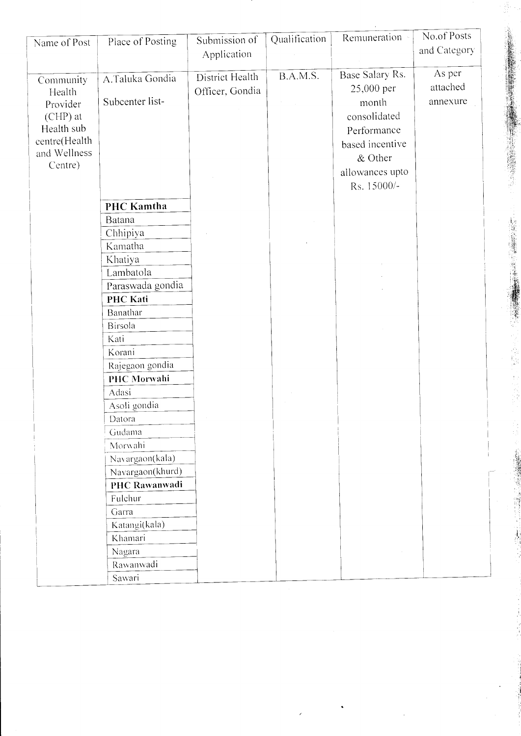| Name of Post | Place of Posting | Submission of Application | Qualification | Remuneration | No.of Posts and Category |
|---|---|---|---|---|---|
| Community Health Provider (CHP) at Health sub centre(Health and Wellness Centre) | A.Taluka Gondia<br><br>Subcenter list- | District Health Officer, Gondia | B.A.M.S. | Base Salary Rs. 25,000 per month consolidated Performance based incentive & Other allowances upto Rs. 15000/- | As per attached annexure |
| | **PHC Kamtha** | | | | |
| | Batana | | | | |
| | Chhipiya | | | | |
| | Kamatha | | | | |
| | Khatiya | | | | |
| | Lambatola | | | | |
| | Paraswada gondia | | | | |
| | **PHC Kati** | | | | |
| | Banathar | | | | |
| | Birsola | | | | |
| | Kati | | | | |
| | Korani | | | | |
| | Rajegaon gondia | | | | |
| | **PHC Morwahi** | | | | |
| | Adasi | | | | |
| | Asoli gondia | | | | |
| | Datora | | | | |
| | Gudama | | | | |
| | Morwahi | | | | |
| | Navargaon(kala) | | | | |
| | Navargaon(khurd) | | | | |
| | **PHC Rawanwadi** | | | | |
| | Fulchur | | | | |
| | Garra | | | | |
| | Katangi(kala) | | | | |
| | Khamari | | | | |
| | Nagara | | | | |
| | Rawanwadi | | | | |
| | Sawari | | | | |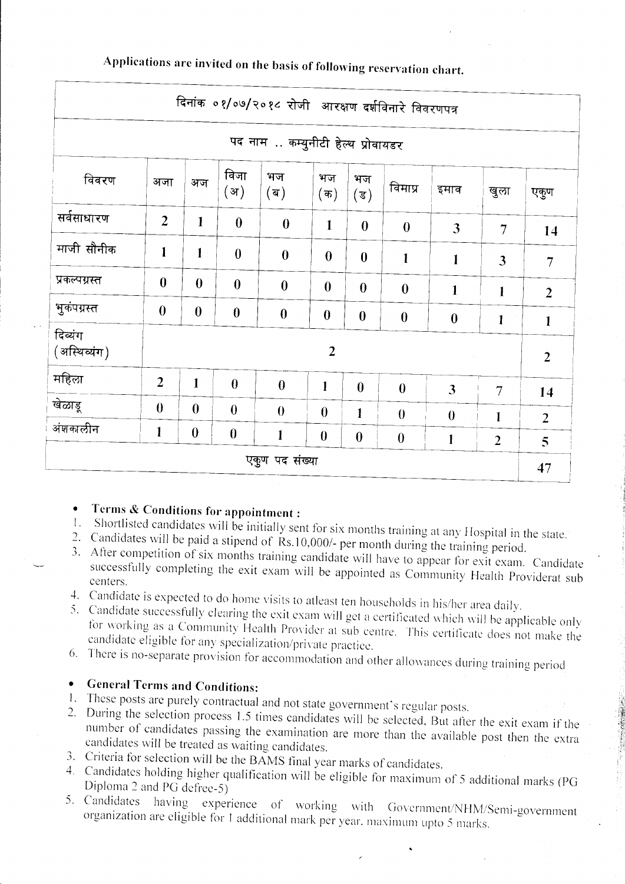Applications are invited on the basis of following reservation chart.

| दिनांक ०१/०७/२०१८ रोजी आरक्षण दर्शविनारे विवरणपत्र | | | | | | | | | | |
|---|---|---|---|---|---|---|---|---|---|---|
| पद नाम .. कम्युनीटी हेल्थ प्रोवायडर | | | | | | | | | | |
| विवरण | अजा | अज | विजा (अ) | भज (ब) | भज (क) | भज (ड) | विमाप्र | इमाव | खुला | एकुण |
| सर्वसाधारण | 2 | 1 | 0 | 0 | 1 | 0 | 0 | 3 | 7 | 14 |
| माजी सौनीक | 1 | 1 | 0 | 0 | 0 | 0 | 1 | 1 | 3 | 7 |
| प्रकल्पग्रस्त | 0 | 0 | 0 | 0 | 0 | 0 | 0 | 1 | 1 | 2 |
| भुकंपग्रस्त | 0 | 0 | 0 | 0 | 0 | 0 | 0 | 0 | 1 | 1 |
| दिव्यंग (अस्थिव्यंग) | 2 | | | | | | | | | 2 |
| महिला | 2 | 1 | 0 | 0 | 1 | 0 | 0 | 3 | 7 | 14 |
| खेळाडू | 0 | 0 | 0 | 0 | 0 | 1 | 0 | 0 | 1 | 2 |
| अंशकालीन | 1 | 0 | 0 | 1 | 0 | 0 | 0 | 1 | 2 | 5 |
| एकुण पद संख्या | | | | | | | | | | 47 |

- **Terms & Conditions for appointment :**

1. Shortlisted candidates will be initially sent for six months training at any Hospital in the state.
2. Candidates will be paid a stipend of Rs.10,000/- per month during the training period.
3. After competition of six months training candidate will have to appear for exit exam. Candidate successfully completing the exit exam will be appointed as Community Health Providerat sub centers.
4. Candidate is expected to do home visits to atleast ten households in his/her area daily.
5. Candidate successfully clearing the exit exam will get a certificated which will be applicable only for working as a Community Health Provider at sub centre. This certificate does not make the candidate eligible for any specialization/private practice.
6. There is no-separate provision for accommodation and other allowances during training period

- **General Terms and Conditions:**

1. These posts are purely contractual and not state government's regular posts.
2. During the selection process 1.5 times candidates will be selected, But after the exit exam if the number of candidates passing the examination are more than the available post then the extra candidates will be treated as waiting candidates.
3. Criteria for selection will be the BAMS final year marks of candidates.
4. Candidates holding higher qualification will be eligible for maximum of 5 additional marks (PG Diploma 2 and PG defree-5)
5. Candidates having experience of working with Government/NHM/Semi-government organization are eligible for 1 additional mark per year. maximum upto 5 marks.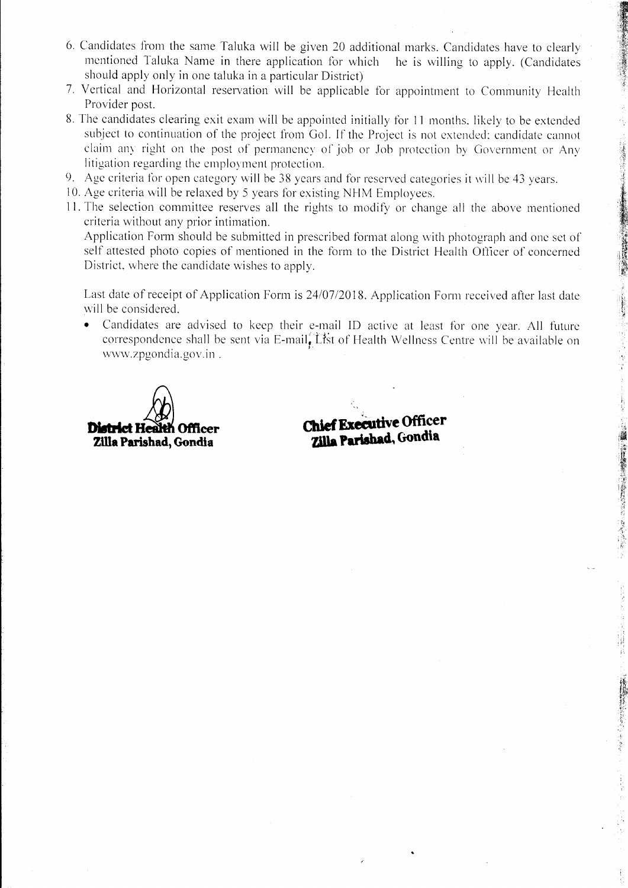6. Candidates from the same Taluka will be given 20 additional marks. Candidates have to clearly mentioned Taluka Name in there application for which he is willing to apply. (Candidates should apply only in one taluka in a particular District)
7. Vertical and Horizontal reservation will be applicable for appointment to Community Health Provider post.
8. The candidates clearing exit exam will be appointed initially for 11 months. likely to be extended subject to continuation of the project from GoI. If the Project is not extended; candidate cannot claim any right on the post of permanency of job or Job protection by Government or Any litigation regarding the employment protection.
9. Age criteria for open category will be 38 years and for reserved categories it will be 43 years.
10. Age criteria will be relaxed by 5 years for existing NHM Employees.
11. The selection committee reserves all the rights to modify or change all the above mentioned criteria without any prior intimation.

Application Form should be submitted in prescribed format along with photograph and one set of self attested photo copies of mentioned in the form to the District Health Officer of concerned District. where the candidate wishes to apply.

Last date of receipt of Application Form is 24/07/2018. Application Form received after last date will be considered.

- Candidates are advised to keep their e-mail ID active at least for one year. All future correspondence shall be sent via E-mail, List of Health Wellness Centre will be available on www.zpgondia.gov.in .

**District Health Officer**
**Zilla Parishad, Gondia**

**Chief Executive Officer**
**Zilla Parishad, Gondia**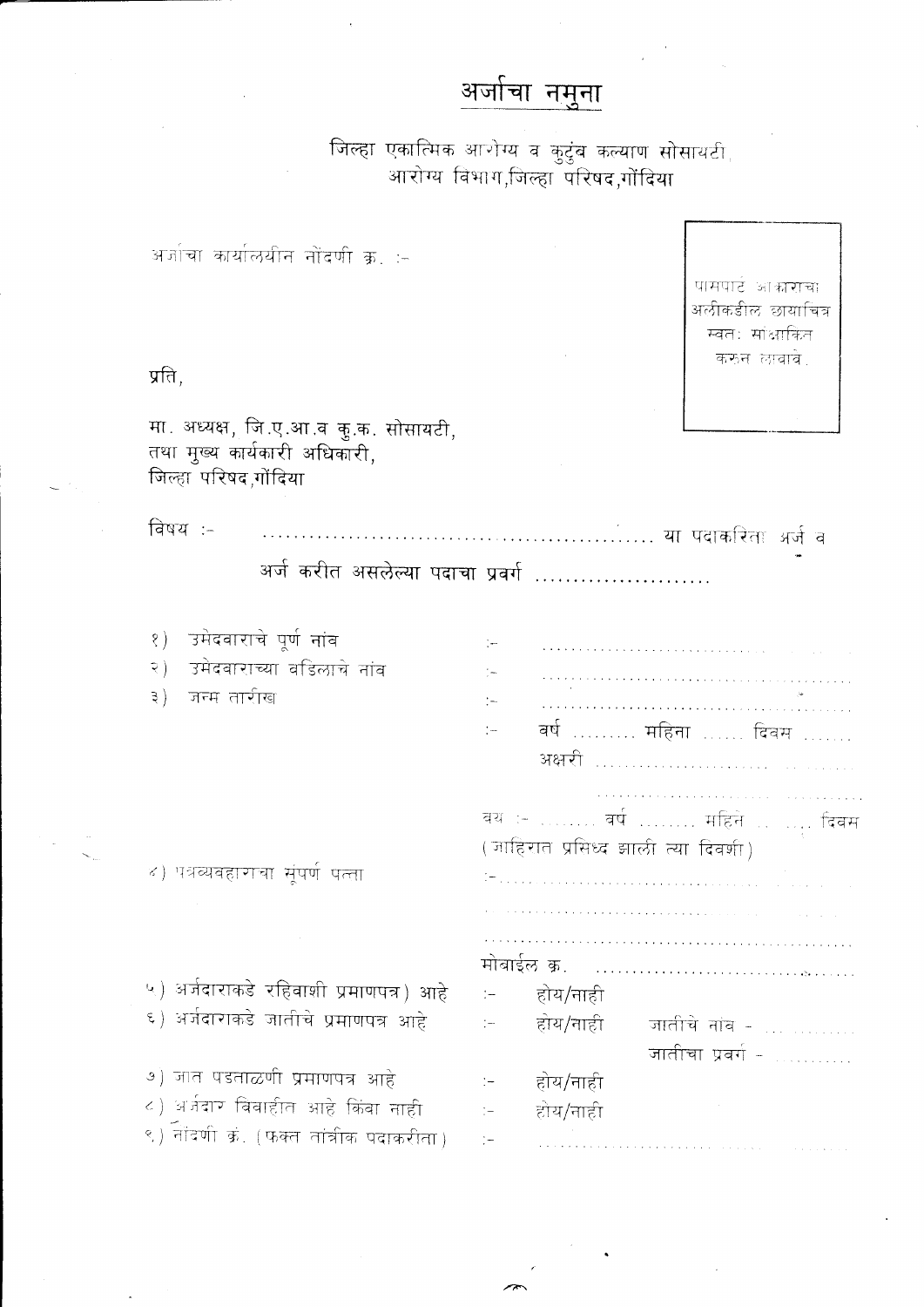# अर्जाचा नमुना

जिल्हा एकात्मिक आरोग्य व कुटुंब कल्याण सोसायटी,
आरोग्य विभाग,जिल्हा परिषद,गोंदिया

अर्जाचा कार्यालयीन नोंदणी क्र. :-

पासपोर्ट आकाराचा अलीकडील छायाचित्र स्वतः सांक्षांकित करुन लावावे.

प्रति,

मा. अध्यक्ष, जि.ए.आ.व कु.क. सोसायटी,
तथा मुख्य कार्यकारी अधिकारी,
जिल्हा परिषद,गोंदिया

विषय :- ................................................ या पदाकरिता अर्ज व
अर्ज करीत असलेल्या पदाचा प्रवर्ग ......................

१) उमेदवाराचे पूर्ण नांव :- ..........................................

२) उमेदवाराच्या वडिलाचे नांव :- ..........................................

३) जन्म तारीख :- ..........................................

:- वर्ष ......... महिना ...... दिवस .......

अक्षरी ..........................................

..........................................

वय :- ......... वर्ष ......... महिने ......... दिवस
(जाहिरात प्रसिध्द झाली त्या दिवशी)

४) पत्रव्यवहाराचा संपूर्ण पत्ता :- ..........................................

..........................................

..........................................

मोबाईल क्र. ..........................................

५) अर्जदाराकडे रहिवाशी प्रमाणपत्र) आहे :- होय/नाही

६) अर्जदाराकडे जातीचे प्रमाणपत्र आहे :- होय/नाही जातीचे नांव - ..........

जातीचा प्रवर्ग - ..........

७) जात पडताळणी प्रमाणपत्र आहे :- होय/नाही

८) अर्जदार विवाहीत आहे किंवा नाही :- होय/नाही

९) नोंदणी क्रं. (फक्त तांत्रीक पदाकरीता) :- ..........................................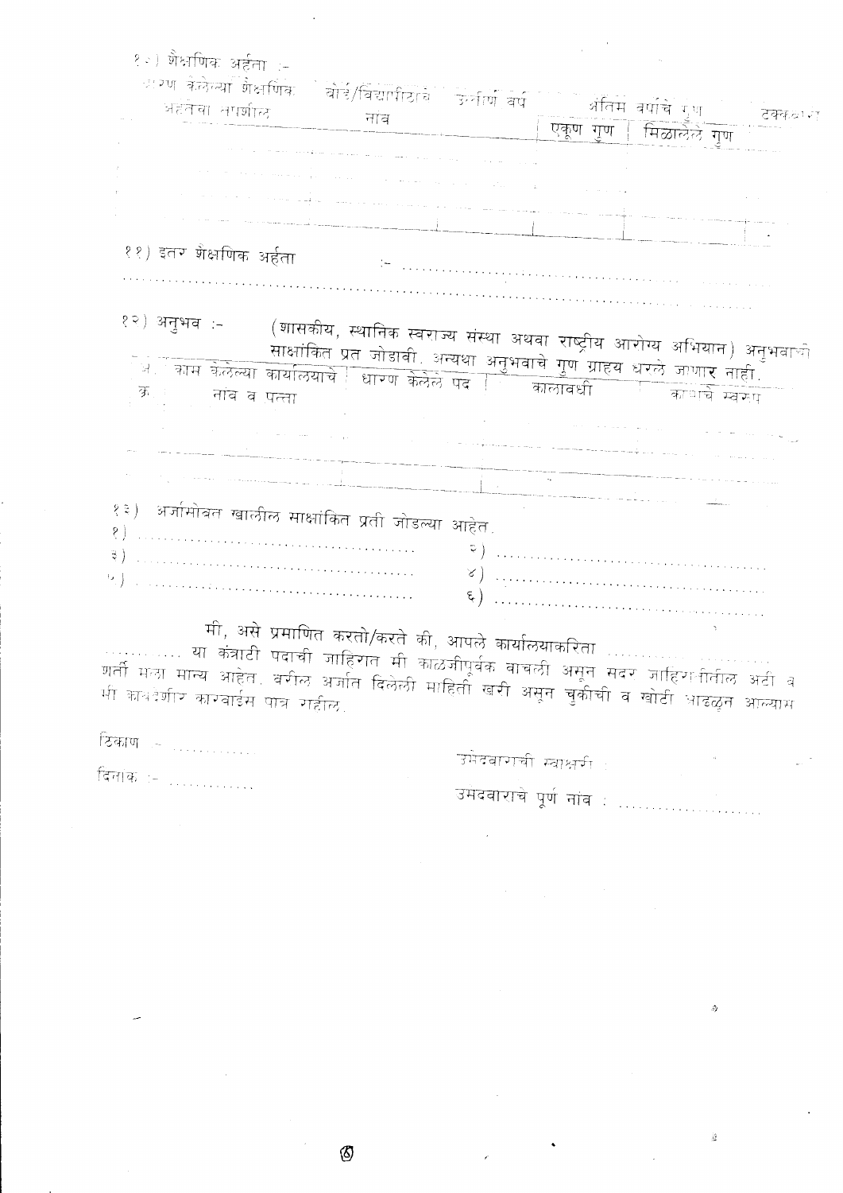१०) शैक्षणिक अर्हता :-

| धारण केलेल्या शैक्षणिक अर्हतेचा तपशील | बोर्ड/विद्यापीठाचे नाव | उत्तीर्ण वर्ष | अंतिम वर्षाचे गुण | | टक्केवारी |
|---|---|---|---|---|---|
| | | | एकूण गुण | मिळालेले गुण | |
| | | | | | |
| | | | | | |
| | | | | | |

११) इतर शैक्षणिक अर्हता :- ..........................................

..........................................................................................

१२) अनुभव :- (शासकीय, स्थानिक स्वराज्य संस्था अथवा राष्ट्रीय आरोग्य अभियान) अनुभवाची साक्षांकित प्रत जोडावी. अन्यथा अनुभवाचे गुण ग्राहय धरले जाणार नाही.

| अ. क्र. | काम केलेल्या कार्यालयाचे नांव व पत्ता | धारण केलेले पद | कालावधी | कामाचे स्वरूप |
|---|---|---|---|---|
| | | | | |
| | | | | |

१३) अर्जासोबत खालील साक्षांकित प्रती जोडल्या आहेत.

१) ..........................................

२) ..........................................

३) ..........................................

४) ..........................................

५) ..........................................

६) ..........................................

मी, असे प्रमाणित करतो/करते की, आपले कार्यालयाकरिता .................... .............. या कंत्राटी पदाची जाहिरात मी काळजीपूर्वक वाचली असून सदर जाहिरातीतील अटी व शर्ती मला मान्य आहेत. वरील अर्जात दिलेली माहिती खरी असून चुकीची व खोटी आढळून आल्यास मी कायदेशीर कारवाईस पात्र राहील.

ठिकाण :- ..............

दिनांक :- ..............

उमेदवाराची स्वाक्षरी :

उमेदवाराचे पूर्ण नांव : ......................